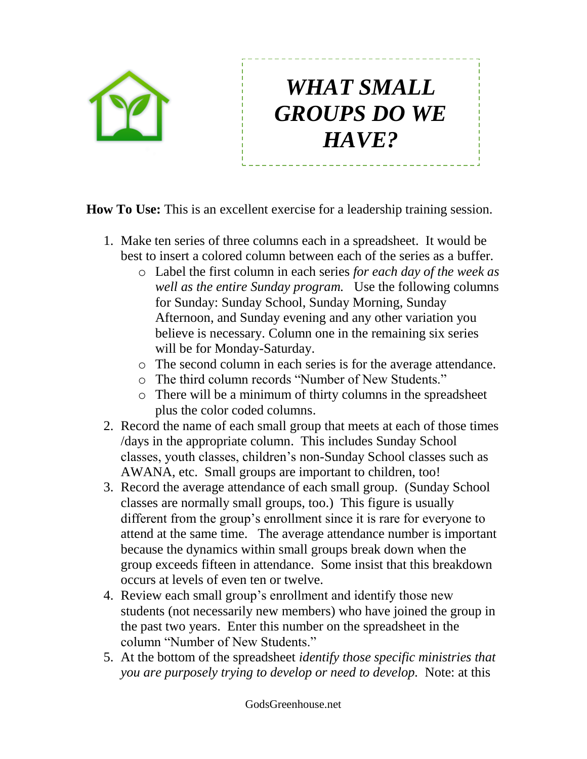# *WHAT SMALL GROUPS DO WE HAVE?*

**How To Use:** This is an excellent exercise for a leadership training session.

1. Make ten series of three columns each in a spreadsheet. It would be best to insert a colored column between each of the series as a buffer.
   - Label the first column in each series *for each day of the week as well as the entire Sunday program.* Use the following columns for Sunday: Sunday School, Sunday Morning, Sunday Afternoon, and Sunday evening and any other variation you believe is necessary. Column one in the remaining six series will be for Monday-Saturday.
   - The second column in each series is for the average attendance.
   - The third column records "Number of New Students."
   - There will be a minimum of thirty columns in the spreadsheet plus the color coded columns.
2. Record the name of each small group that meets at each of those times /days in the appropriate column. This includes Sunday School classes, youth classes, children's non-Sunday School classes such as AWANA, etc. Small groups are important to children, too!
3. Record the average attendance of each small group. (Sunday School classes are normally small groups, too.) This figure is usually different from the group's enrollment since it is rare for everyone to attend at the same time. The average attendance number is important because the dynamics within small groups break down when the group exceeds fifteen in attendance. Some insist that this breakdown occurs at levels of even ten or twelve.
4. Review each small group's enrollment and identify those new students (not necessarily new members) who have joined the group in the past two years. Enter this number on the spreadsheet in the column "Number of New Students."
5. At the bottom of the spreadsheet *identify those specific ministries that you are purposely trying to develop or need to develop.* Note: at this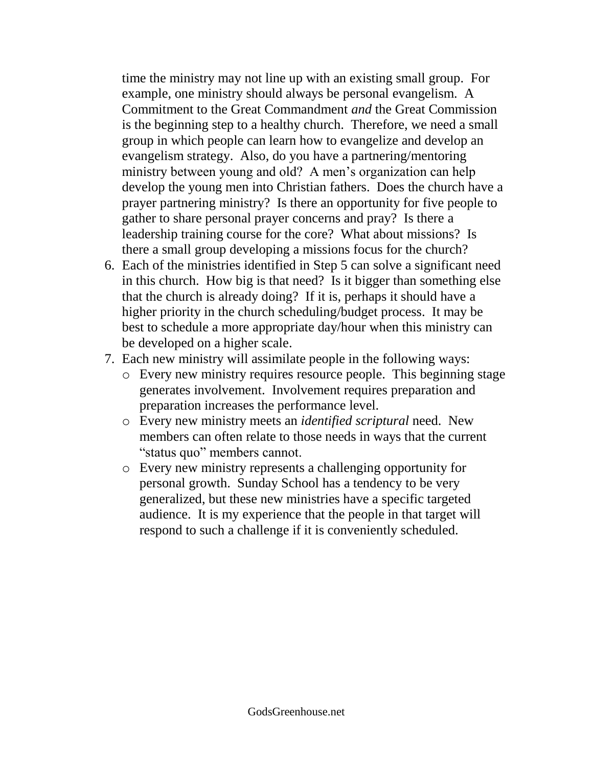time the ministry may not line up with an existing small group. For example, one ministry should always be personal evangelism. A Commitment to the Great Commandment *and* the Great Commission is the beginning step to a healthy church. Therefore, we need a small group in which people can learn how to evangelize and develop an evangelism strategy. Also, do you have a partnering/mentoring ministry between young and old? A men's organization can help develop the young men into Christian fathers. Does the church have a prayer partnering ministry? Is there an opportunity for five people to gather to share personal prayer concerns and pray? Is there a leadership training course for the core? What about missions? Is there a small group developing a missions focus for the church?

6. Each of the ministries identified in Step 5 can solve a significant need in this church. How big is that need? Is it bigger than something else that the church is already doing? If it is, perhaps it should have a higher priority in the church scheduling/budget process. It may be best to schedule a more appropriate day/hour when this ministry can be developed on a higher scale.
7. Each new ministry will assimilate people in the following ways:
   - Every new ministry requires resource people. This beginning stage generates involvement. Involvement requires preparation and preparation increases the performance level.
   - Every new ministry meets an *identified scriptural* need. New members can often relate to those needs in ways that the current "status quo" members cannot.
   - Every new ministry represents a challenging opportunity for personal growth. Sunday School has a tendency to be very generalized, but these new ministries have a specific targeted audience. It is my experience that the people in that target will respond to such a challenge if it is conveniently scheduled.